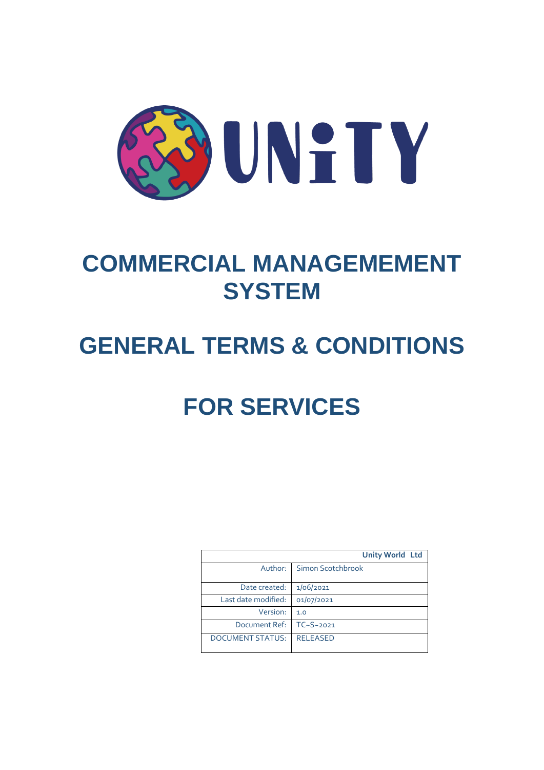UNITY

# COMMERCIAL MANAGEMEMENT SYSTEM

# GENERAL TERMS & CONDITIONS

# FOR SERVICES

| | Unity World Ltd |
|---|---|
| Author: | Simon Scotchbrook |
| Date created: | 1/06/2021 |
| Last date modified: | 01/07/2021 |
| Version: | 1.0 |
| Document Ref: | TC~S~2021 |
| DOCUMENT STATUS: | RELEASED |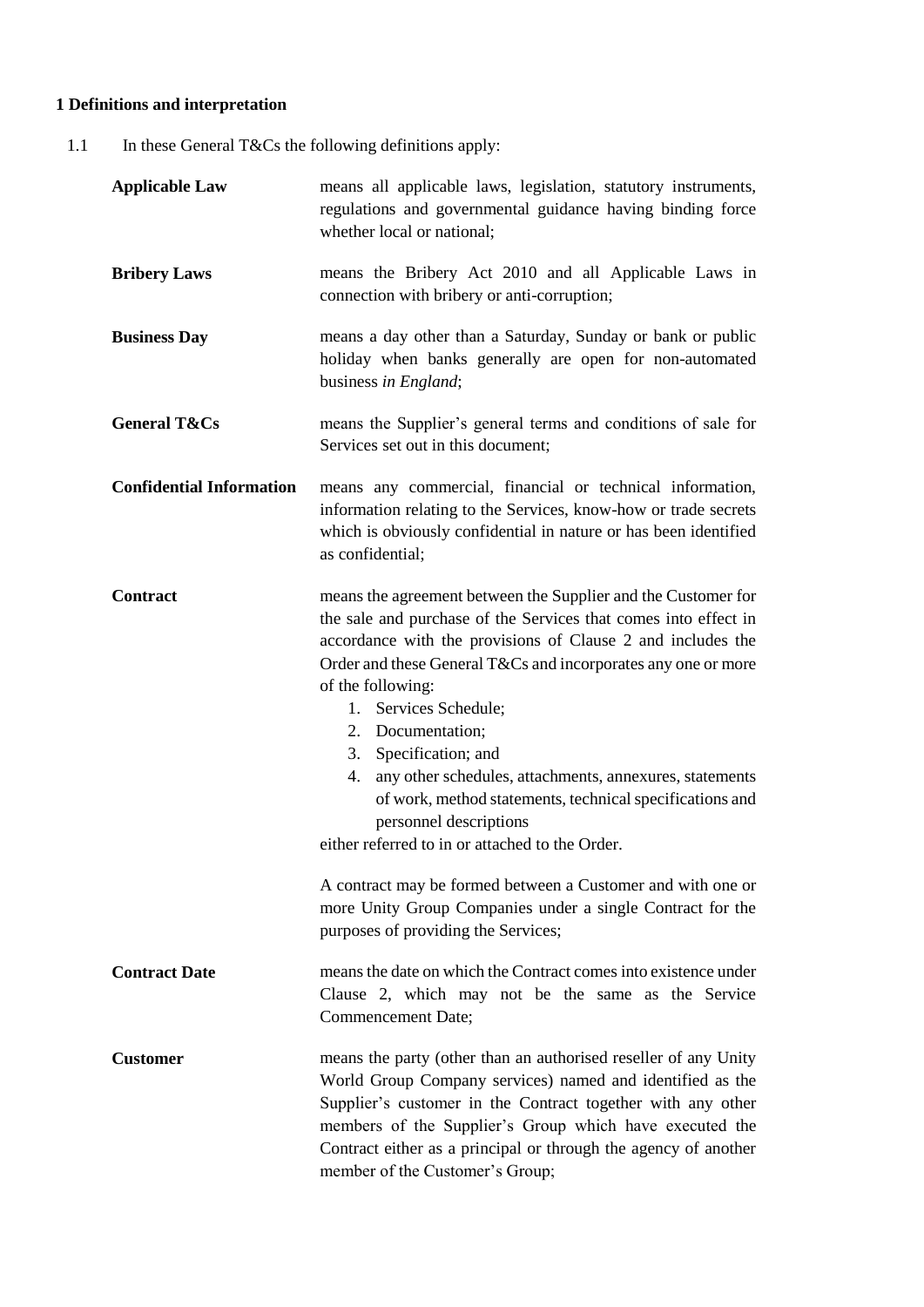## 1 Definitions and interpretation

1.1 In these General T&Cs the following definitions apply:

**Applicable Law** means all applicable laws, legislation, statutory instruments, regulations and governmental guidance having binding force whether local or national;

**Bribery Laws** means the Bribery Act 2010 and all Applicable Laws in connection with bribery or anti-corruption;

**Business Day** means a day other than a Saturday, Sunday or bank or public holiday when banks generally are open for non-automated business *in England*;

**General T&Cs** means the Supplier's general terms and conditions of sale for Services set out in this document;

**Confidential Information** means any commercial, financial or technical information, information relating to the Services, know-how or trade secrets which is obviously confidential in nature or has been identified as confidential;

**Contract** means the agreement between the Supplier and the Customer for the sale and purchase of the Services that comes into effect in accordance with the provisions of Clause 2 and includes the Order and these General T&Cs and incorporates any one or more of the following:

1. Services Schedule;
2. Documentation;
3. Specification; and
4. any other schedules, attachments, annexures, statements of work, method statements, technical specifications and personnel descriptions

either referred to in or attached to the Order.

A contract may be formed between a Customer and with one or more Unity Group Companies under a single Contract for the purposes of providing the Services;

**Contract Date** means the date on which the Contract comes into existence under Clause 2, which may not be the same as the Service Commencement Date;

**Customer** means the party (other than an authorised reseller of any Unity World Group Company services) named and identified as the Supplier's customer in the Contract together with any other members of the Supplier's Group which have executed the Contract either as a principal or through the agency of another member of the Customer's Group;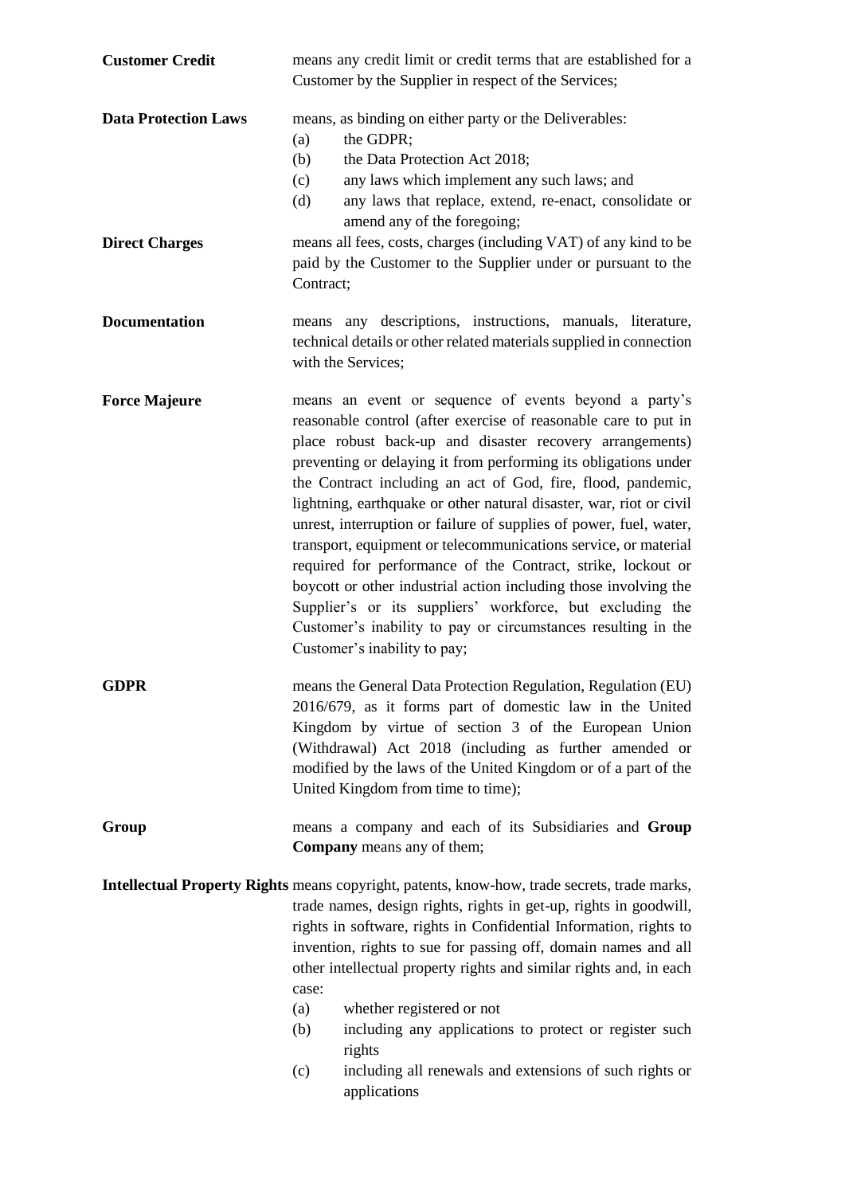**Customer Credit** means any credit limit or credit terms that are established for a Customer by the Supplier in respect of the Services;

**Data Protection Laws** means, as binding on either party or the Deliverables:

(a) the GDPR;

(b) the Data Protection Act 2018;

(c) any laws which implement any such laws; and

(d) any laws that replace, extend, re-enact, consolidate or amend any of the foregoing;

**Direct Charges** means all fees, costs, charges (including VAT) of any kind to be paid by the Customer to the Supplier under or pursuant to the Contract;

**Documentation** means any descriptions, instructions, manuals, literature, technical details or other related materials supplied in connection with the Services;

**Force Majeure** means an event or sequence of events beyond a party's reasonable control (after exercise of reasonable care to put in place robust back-up and disaster recovery arrangements) preventing or delaying it from performing its obligations under the Contract including an act of God, fire, flood, pandemic, lightning, earthquake or other natural disaster, war, riot or civil unrest, interruption or failure of supplies of power, fuel, water, transport, equipment or telecommunications service, or material required for performance of the Contract, strike, lockout or boycott or other industrial action including those involving the Supplier's or its suppliers' workforce, but excluding the Customer's inability to pay or circumstances resulting in the Customer's inability to pay;

**GDPR** means the General Data Protection Regulation, Regulation (EU) 2016/679, as it forms part of domestic law in the United Kingdom by virtue of section 3 of the European Union (Withdrawal) Act 2018 (including as further amended or modified by the laws of the United Kingdom or of a part of the United Kingdom from time to time);

**Group** means a company and each of its Subsidiaries and **Group Company** means any of them;

**Intellectual Property Rights** means copyright, patents, know-how, trade secrets, trade marks, trade names, design rights, rights in get-up, rights in goodwill, rights in software, rights in Confidential Information, rights to invention, rights to sue for passing off, domain names and all other intellectual property rights and similar rights and, in each case:

(a) whether registered or not

(b) including any applications to protect or register such rights

(c) including all renewals and extensions of such rights or applications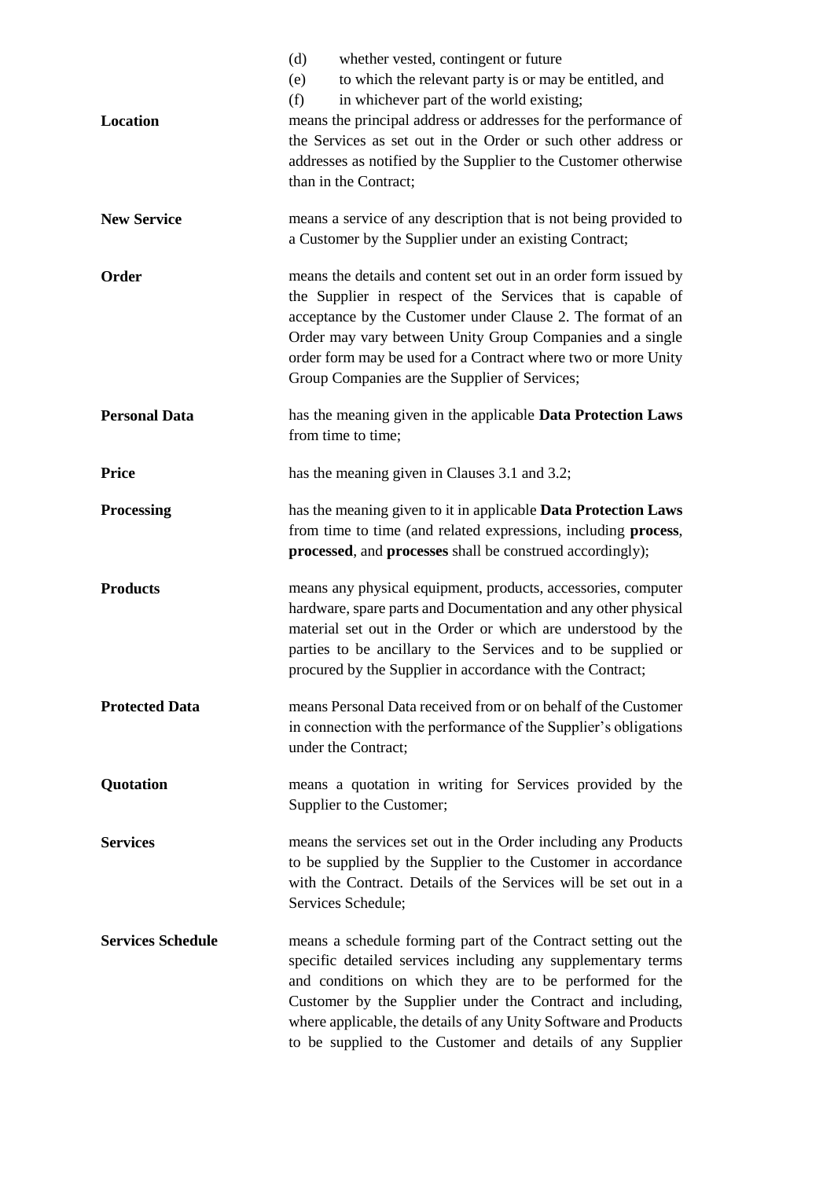(d) whether vested, contingent or future

(e) to which the relevant party is or may be entitled, and

(f) in whichever part of the world existing;

**Location** means the principal address or addresses for the performance of the Services as set out in the Order or such other address or addresses as notified by the Supplier to the Customer otherwise than in the Contract;

**New Service** means a service of any description that is not being provided to a Customer by the Supplier under an existing Contract;

**Order** means the details and content set out in an order form issued by the Supplier in respect of the Services that is capable of acceptance by the Customer under Clause 2. The format of an Order may vary between Unity Group Companies and a single order form may be used for a Contract where two or more Unity Group Companies are the Supplier of Services;

**Personal Data** has the meaning given in the applicable **Data Protection Laws** from time to time;

**Price** has the meaning given in Clauses 3.1 and 3.2;

**Processing** has the meaning given to it in applicable **Data Protection Laws** from time to time (and related expressions, including **process**, **processed**, and **processes** shall be construed accordingly);

**Products** means any physical equipment, products, accessories, computer hardware, spare parts and Documentation and any other physical material set out in the Order or which are understood by the parties to be ancillary to the Services and to be supplied or procured by the Supplier in accordance with the Contract;

**Protected Data** means Personal Data received from or on behalf of the Customer in connection with the performance of the Supplier's obligations under the Contract;

**Quotation** means a quotation in writing for Services provided by the Supplier to the Customer;

**Services** means the services set out in the Order including any Products to be supplied by the Supplier to the Customer in accordance with the Contract. Details of the Services will be set out in a Services Schedule;

**Services Schedule** means a schedule forming part of the Contract setting out the specific detailed services including any supplementary terms and conditions on which they are to be performed for the Customer by the Supplier under the Contract and including, where applicable, the details of any Unity Software and Products to be supplied to the Customer and details of any Supplier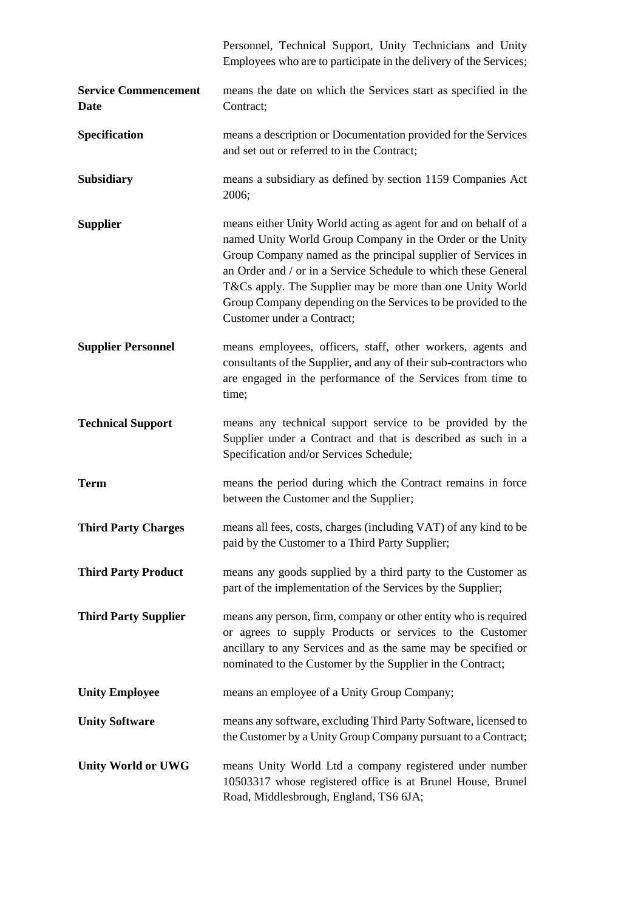| | |
|---|---|
| | Personnel, Technical Support, Unity Technicians and Unity Employees who are to participate in the delivery of the Services; |
| **Service Commencement Date** | means the date on which the Services start as specified in the Contract; |
| **Specification** | means a description or Documentation provided for the Services and set out or referred to in the Contract; |
| **Subsidiary** | means a subsidiary as defined by section 1159 Companies Act 2006; |
| **Supplier** | means either Unity World acting as agent for and on behalf of a named Unity World Group Company in the Order or the Unity Group Company named as the principal supplier of Services in an Order and / or in a Service Schedule to which these General T&Cs apply. The Supplier may be more than one Unity World Group Company depending on the Services to be provided to the Customer under a Contract; |
| **Supplier Personnel** | means employees, officers, staff, other workers, agents and consultants of the Supplier, and any of their sub-contractors who are engaged in the performance of the Services from time to time; |
| **Technical Support** | means any technical support service to be provided by the Supplier under a Contract and that is described as such in a Specification and/or Services Schedule; |
| **Term** | means the period during which the Contract remains in force between the Customer and the Supplier; |
| **Third Party Charges** | means all fees, costs, charges (including VAT) of any kind to be paid by the Customer to a Third Party Supplier; |
| **Third Party Product** | means any goods supplied by a third party to the Customer as part of the implementation of the Services by the Supplier; |
| **Third Party Supplier** | means any person, firm, company or other entity who is required or agrees to supply Products or services to the Customer ancillary to any Services and as the same may be specified or nominated to the Customer by the Supplier in the Contract; |
| **Unity Employee** | means an employee of a Unity Group Company; |
| **Unity Software** | means any software, excluding Third Party Software, licensed to the Customer by a Unity Group Company pursuant to a Contract; |
| **Unity World or UWG** | means Unity World Ltd a company registered under number 10503317 whose registered office is at Brunel House, Brunel Road, Middlesbrough, England, TS6 6JA; |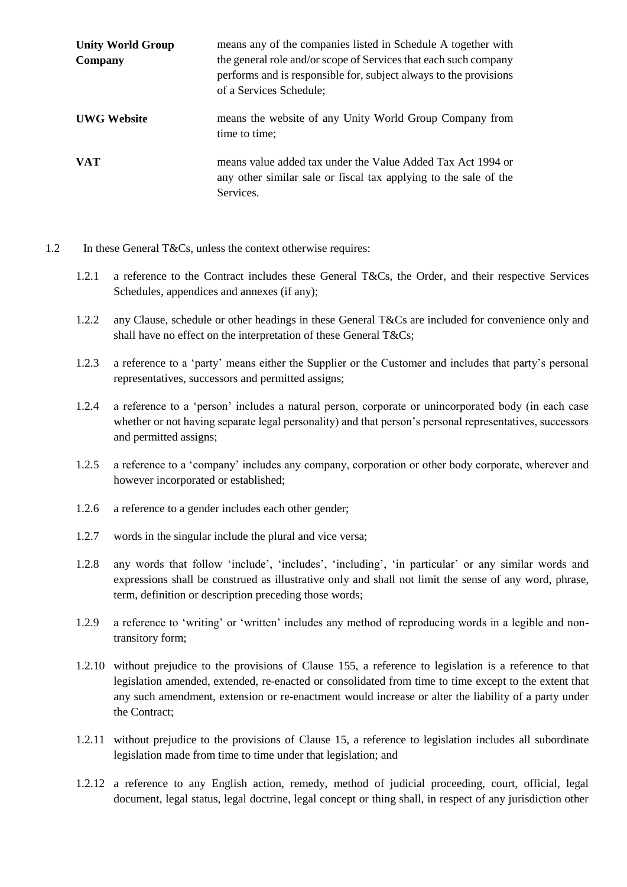| | |
|---|---|
| **Unity World Group Company** | means any of the companies listed in Schedule A together with the general role and/or scope of Services that each such company performs and is responsible for, subject always to the provisions of a Services Schedule; |
| **UWG Website** | means the website of any Unity World Group Company from time to time; |
| **VAT** | means value added tax under the Value Added Tax Act 1994 or any other similar sale or fiscal tax applying to the sale of the Services. |

1.2 In these General T&Cs, unless the context otherwise requires:

1.2.1 a reference to the Contract includes these General T&Cs, the Order, and their respective Services Schedules, appendices and annexes (if any);

1.2.2 any Clause, schedule or other headings in these General T&Cs are included for convenience only and shall have no effect on the interpretation of these General T&Cs;

1.2.3 a reference to a 'party' means either the Supplier or the Customer and includes that party's personal representatives, successors and permitted assigns;

1.2.4 a reference to a 'person' includes a natural person, corporate or unincorporated body (in each case whether or not having separate legal personality) and that person's personal representatives, successors and permitted assigns;

1.2.5 a reference to a 'company' includes any company, corporation or other body corporate, wherever and however incorporated or established;

1.2.6 a reference to a gender includes each other gender;

1.2.7 words in the singular include the plural and vice versa;

1.2.8 any words that follow 'include', 'includes', 'including', 'in particular' or any similar words and expressions shall be construed as illustrative only and shall not limit the sense of any word, phrase, term, definition or description preceding those words;

1.2.9 a reference to 'writing' or 'written' includes any method of reproducing words in a legible and non-transitory form;

1.2.10 without prejudice to the provisions of Clause 155, a reference to legislation is a reference to that legislation amended, extended, re-enacted or consolidated from time to time except to the extent that any such amendment, extension or re-enactment would increase or alter the liability of a party under the Contract;

1.2.11 without prejudice to the provisions of Clause 15, a reference to legislation includes all subordinate legislation made from time to time under that legislation; and

1.2.12 a reference to any English action, remedy, method of judicial proceeding, court, official, legal document, legal status, legal doctrine, legal concept or thing shall, in respect of any jurisdiction other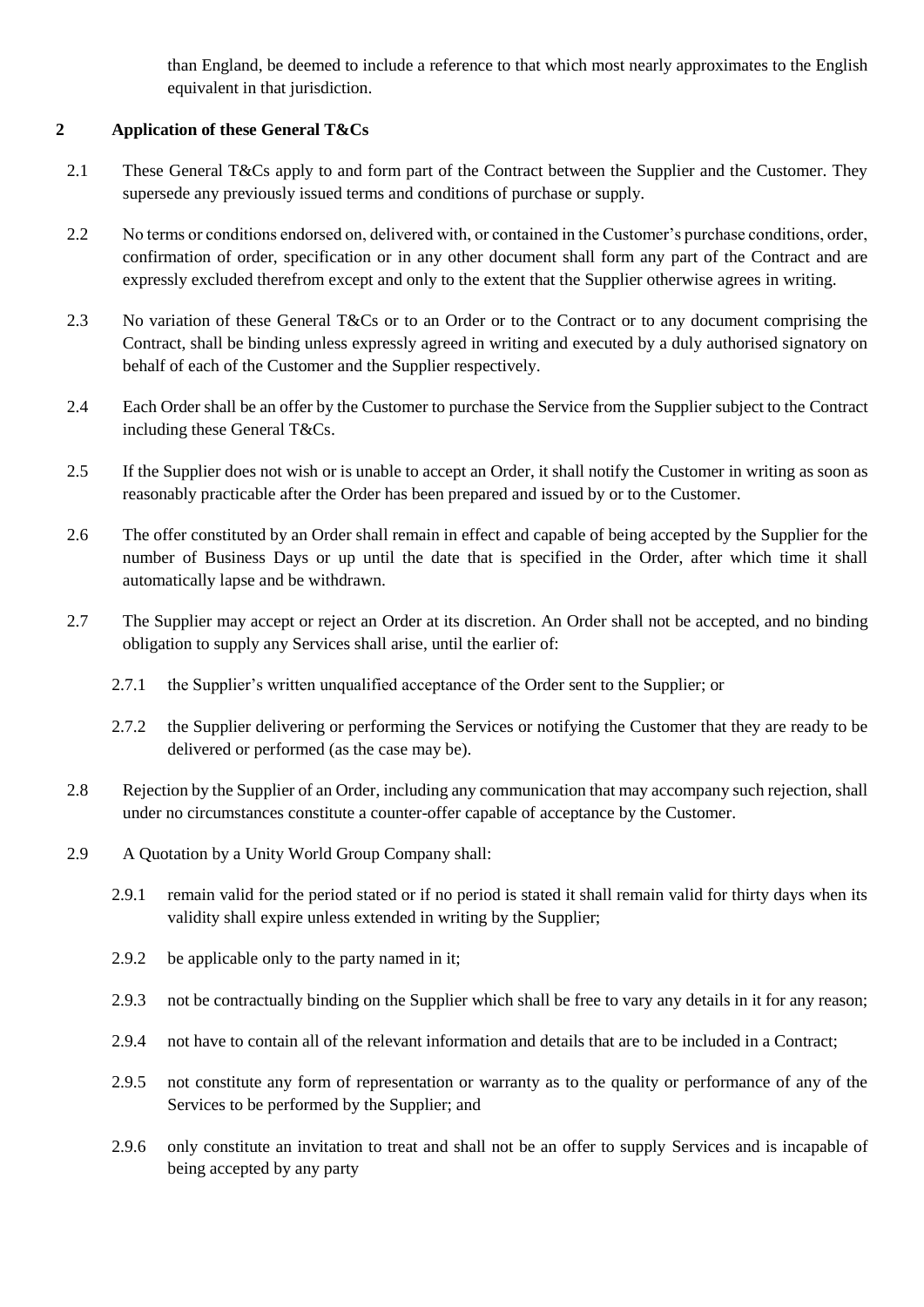than England, be deemed to include a reference to that which most nearly approximates to the English equivalent in that jurisdiction.

## 2 Application of these General T&Cs

2.1 These General T&Cs apply to and form part of the Contract between the Supplier and the Customer. They supersede any previously issued terms and conditions of purchase or supply.

2.2 No terms or conditions endorsed on, delivered with, or contained in the Customer's purchase conditions, order, confirmation of order, specification or in any other document shall form any part of the Contract and are expressly excluded therefrom except and only to the extent that the Supplier otherwise agrees in writing.

2.3 No variation of these General T&Cs or to an Order or to the Contract or to any document comprising the Contract, shall be binding unless expressly agreed in writing and executed by a duly authorised signatory on behalf of each of the Customer and the Supplier respectively.

2.4 Each Order shall be an offer by the Customer to purchase the Service from the Supplier subject to the Contract including these General T&Cs.

2.5 If the Supplier does not wish or is unable to accept an Order, it shall notify the Customer in writing as soon as reasonably practicable after the Order has been prepared and issued by or to the Customer.

2.6 The offer constituted by an Order shall remain in effect and capable of being accepted by the Supplier for the number of Business Days or up until the date that is specified in the Order, after which time it shall automatically lapse and be withdrawn.

2.7 The Supplier may accept or reject an Order at its discretion. An Order shall not be accepted, and no binding obligation to supply any Services shall arise, until the earlier of:

2.7.1 the Supplier's written unqualified acceptance of the Order sent to the Supplier; or

2.7.2 the Supplier delivering or performing the Services or notifying the Customer that they are ready to be delivered or performed (as the case may be).

2.8 Rejection by the Supplier of an Order, including any communication that may accompany such rejection, shall under no circumstances constitute a counter-offer capable of acceptance by the Customer.

2.9 A Quotation by a Unity World Group Company shall:

2.9.1 remain valid for the period stated or if no period is stated it shall remain valid for thirty days when its validity shall expire unless extended in writing by the Supplier;

2.9.2 be applicable only to the party named in it;

2.9.3 not be contractually binding on the Supplier which shall be free to vary any details in it for any reason;

2.9.4 not have to contain all of the relevant information and details that are to be included in a Contract;

2.9.5 not constitute any form of representation or warranty as to the quality or performance of any of the Services to be performed by the Supplier; and

2.9.6 only constitute an invitation to treat and shall not be an offer to supply Services and is incapable of being accepted by any party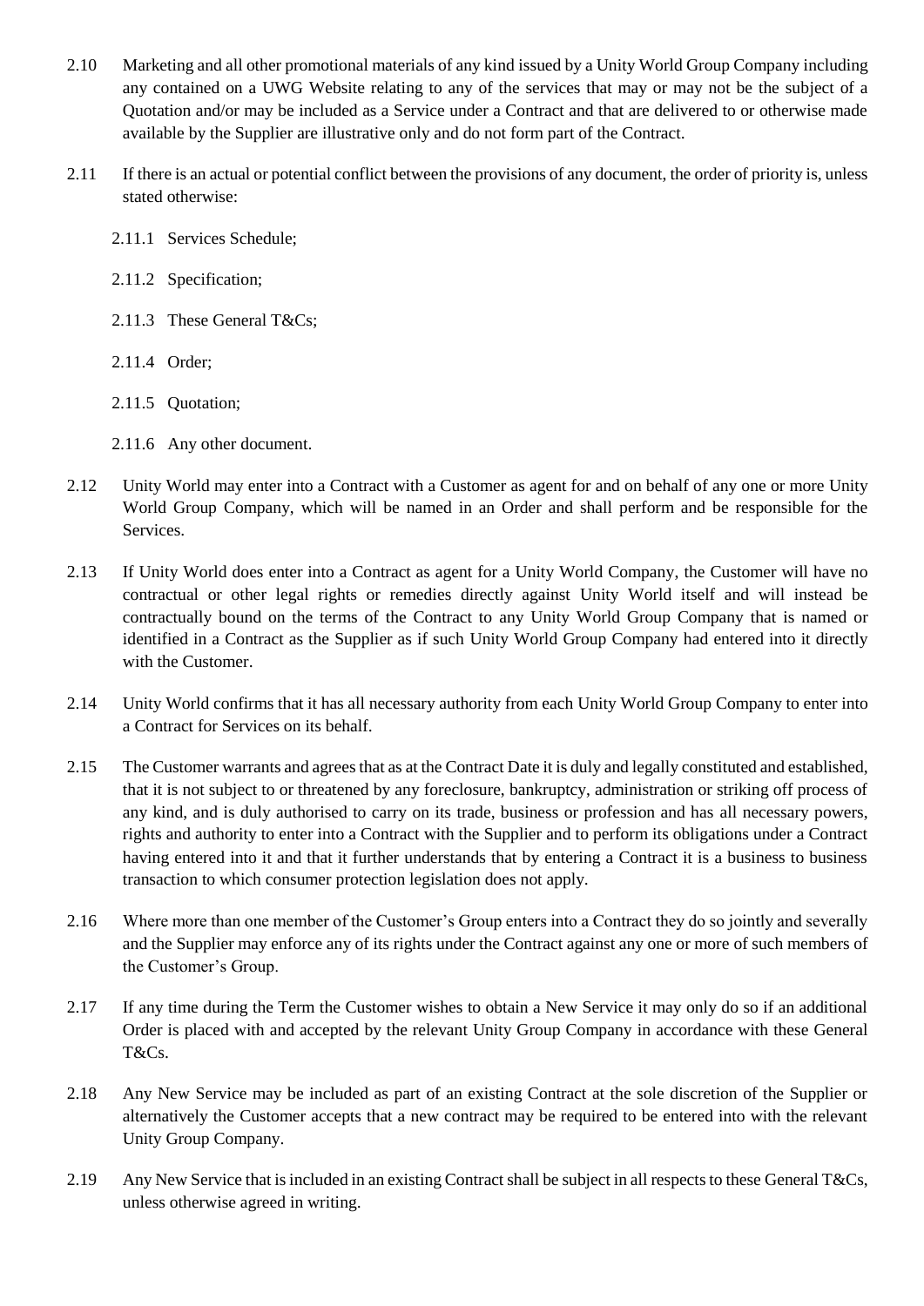2.10 Marketing and all other promotional materials of any kind issued by a Unity World Group Company including any contained on a UWG Website relating to any of the services that may or may not be the subject of a Quotation and/or may be included as a Service under a Contract and that are delivered to or otherwise made available by the Supplier are illustrative only and do not form part of the Contract.

2.11 If there is an actual or potential conflict between the provisions of any document, the order of priority is, unless stated otherwise:

2.11.1 Services Schedule;

2.11.2 Specification;

2.11.3 These General T&Cs;

2.11.4 Order;

2.11.5 Quotation;

2.11.6 Any other document.

2.12 Unity World may enter into a Contract with a Customer as agent for and on behalf of any one or more Unity World Group Company, which will be named in an Order and shall perform and be responsible for the Services.

2.13 If Unity World does enter into a Contract as agent for a Unity World Company, the Customer will have no contractual or other legal rights or remedies directly against Unity World itself and will instead be contractually bound on the terms of the Contract to any Unity World Group Company that is named or identified in a Contract as the Supplier as if such Unity World Group Company had entered into it directly with the Customer.

2.14 Unity World confirms that it has all necessary authority from each Unity World Group Company to enter into a Contract for Services on its behalf.

2.15 The Customer warrants and agrees that as at the Contract Date it is duly and legally constituted and established, that it is not subject to or threatened by any foreclosure, bankruptcy, administration or striking off process of any kind, and is duly authorised to carry on its trade, business or profession and has all necessary powers, rights and authority to enter into a Contract with the Supplier and to perform its obligations under a Contract having entered into it and that it further understands that by entering a Contract it is a business to business transaction to which consumer protection legislation does not apply.

2.16 Where more than one member of the Customer's Group enters into a Contract they do so jointly and severally and the Supplier may enforce any of its rights under the Contract against any one or more of such members of the Customer's Group.

2.17 If any time during the Term the Customer wishes to obtain a New Service it may only do so if an additional Order is placed with and accepted by the relevant Unity Group Company in accordance with these General T&Cs.

2.18 Any New Service may be included as part of an existing Contract at the sole discretion of the Supplier or alternatively the Customer accepts that a new contract may be required to be entered into with the relevant Unity Group Company.

2.19 Any New Service that is included in an existing Contract shall be subject in all respects to these General T&Cs, unless otherwise agreed in writing.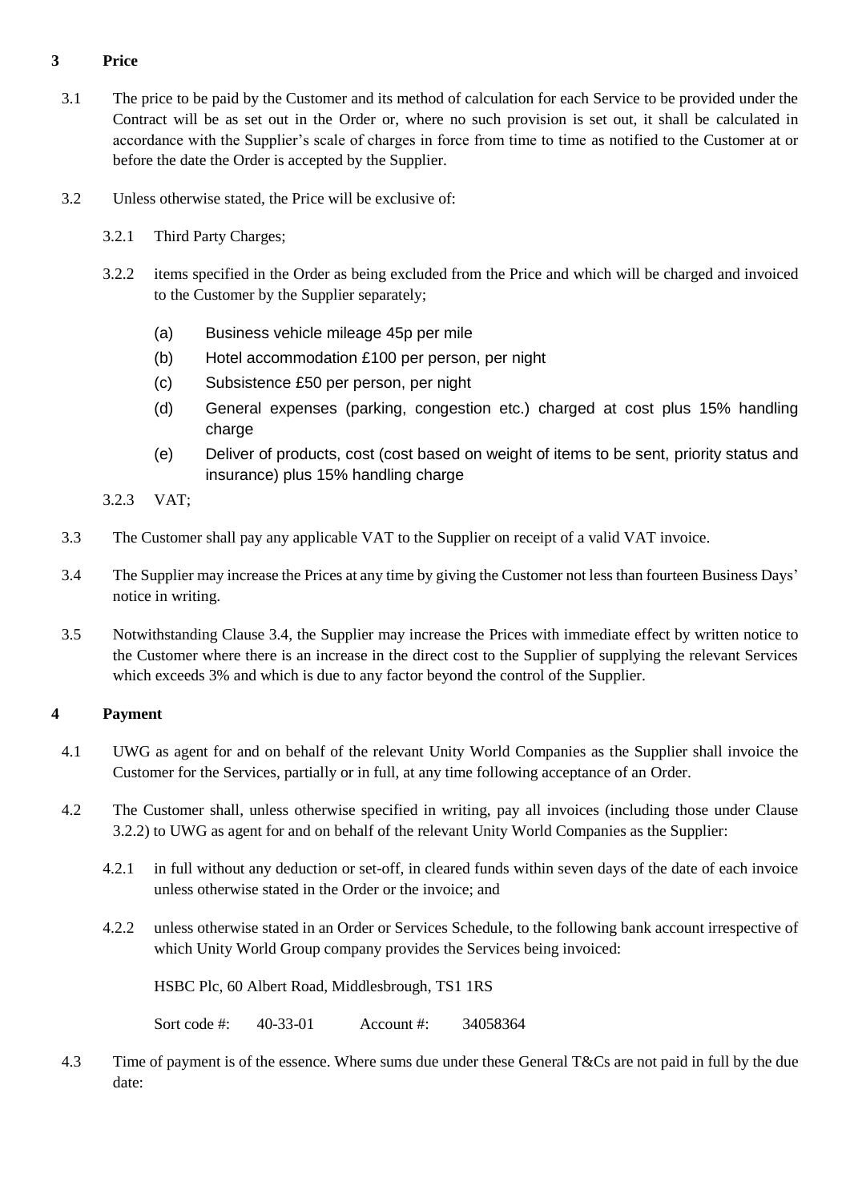## 3 Price

3.1 The price to be paid by the Customer and its method of calculation for each Service to be provided under the Contract will be as set out in the Order or, where no such provision is set out, it shall be calculated in accordance with the Supplier's scale of charges in force from time to time as notified to the Customer at or before the date the Order is accepted by the Supplier.

3.2 Unless otherwise stated, the Price will be exclusive of:

3.2.1 Third Party Charges;

3.2.2 items specified in the Order as being excluded from the Price and which will be charged and invoiced to the Customer by the Supplier separately;

(a) Business vehicle mileage 45p per mile

(b) Hotel accommodation £100 per person, per night

(c) Subsistence £50 per person, per night

(d) General expenses (parking, congestion etc.) charged at cost plus 15% handling charge

(e) Deliver of products, cost (cost based on weight of items to be sent, priority status and insurance) plus 15% handling charge

3.2.3 VAT;

3.3 The Customer shall pay any applicable VAT to the Supplier on receipt of a valid VAT invoice.

3.4 The Supplier may increase the Prices at any time by giving the Customer not less than fourteen Business Days' notice in writing.

3.5 Notwithstanding Clause 3.4, the Supplier may increase the Prices with immediate effect by written notice to the Customer where there is an increase in the direct cost to the Supplier of supplying the relevant Services which exceeds 3% and which is due to any factor beyond the control of the Supplier.

## 4 Payment

4.1 UWG as agent for and on behalf of the relevant Unity World Companies as the Supplier shall invoice the Customer for the Services, partially or in full, at any time following acceptance of an Order.

4.2 The Customer shall, unless otherwise specified in writing, pay all invoices (including those under Clause 3.2.2) to UWG as agent for and on behalf of the relevant Unity World Companies as the Supplier:

4.2.1 in full without any deduction or set-off, in cleared funds within seven days of the date of each invoice unless otherwise stated in the Order or the invoice; and

4.2.2 unless otherwise stated in an Order or Services Schedule, to the following bank account irrespective of which Unity World Group company provides the Services being invoiced:

HSBC Plc, 60 Albert Road, Middlesbrough, TS1 1RS

Sort code #: 40-33-01 Account #: 34058364

4.3 Time of payment is of the essence. Where sums due under these General T&Cs are not paid in full by the due date: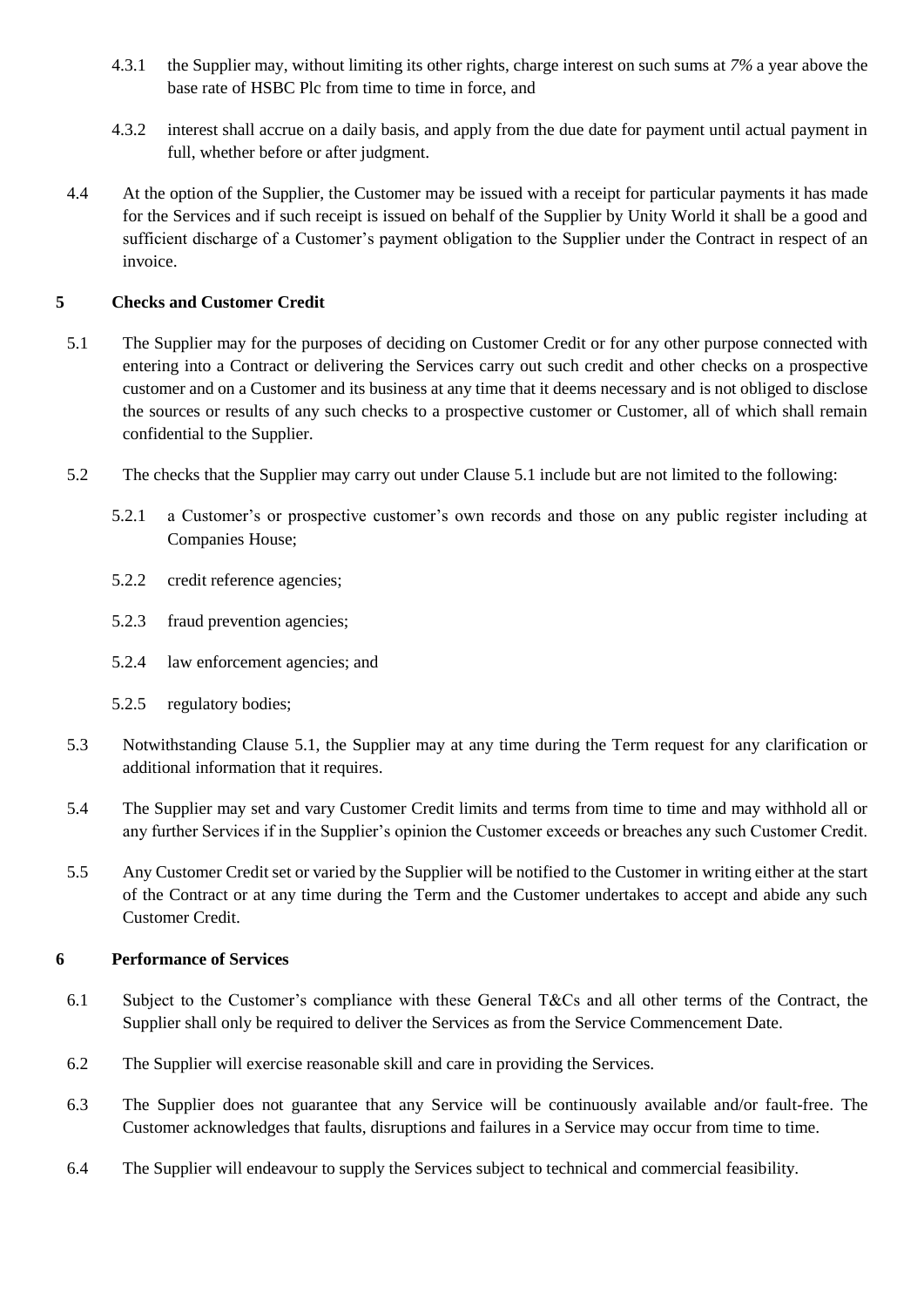4.3.1 the Supplier may, without limiting its other rights, charge interest on such sums at *7%* a year above the base rate of HSBC Plc from time to time in force, and

4.3.2 interest shall accrue on a daily basis, and apply from the due date for payment until actual payment in full, whether before or after judgment.

4.4 At the option of the Supplier, the Customer may be issued with a receipt for particular payments it has made for the Services and if such receipt is issued on behalf of the Supplier by Unity World it shall be a good and sufficient discharge of a Customer's payment obligation to the Supplier under the Contract in respect of an invoice.

## 5 Checks and Customer Credit

5.1 The Supplier may for the purposes of deciding on Customer Credit or for any other purpose connected with entering into a Contract or delivering the Services carry out such credit and other checks on a prospective customer and on a Customer and its business at any time that it deems necessary and is not obliged to disclose the sources or results of any such checks to a prospective customer or Customer, all of which shall remain confidential to the Supplier.

5.2 The checks that the Supplier may carry out under Clause 5.1 include but are not limited to the following:

5.2.1 a Customer's or prospective customer's own records and those on any public register including at Companies House;

5.2.2 credit reference agencies;

5.2.3 fraud prevention agencies;

5.2.4 law enforcement agencies; and

5.2.5 regulatory bodies;

5.3 Notwithstanding Clause 5.1, the Supplier may at any time during the Term request for any clarification or additional information that it requires.

5.4 The Supplier may set and vary Customer Credit limits and terms from time to time and may withhold all or any further Services if in the Supplier's opinion the Customer exceeds or breaches any such Customer Credit.

5.5 Any Customer Credit set or varied by the Supplier will be notified to the Customer in writing either at the start of the Contract or at any time during the Term and the Customer undertakes to accept and abide any such Customer Credit.

## 6 Performance of Services

6.1 Subject to the Customer's compliance with these General T&Cs and all other terms of the Contract, the Supplier shall only be required to deliver the Services as from the Service Commencement Date.

6.2 The Supplier will exercise reasonable skill and care in providing the Services.

6.3 The Supplier does not guarantee that any Service will be continuously available and/or fault-free. The Customer acknowledges that faults, disruptions and failures in a Service may occur from time to time.

6.4 The Supplier will endeavour to supply the Services subject to technical and commercial feasibility.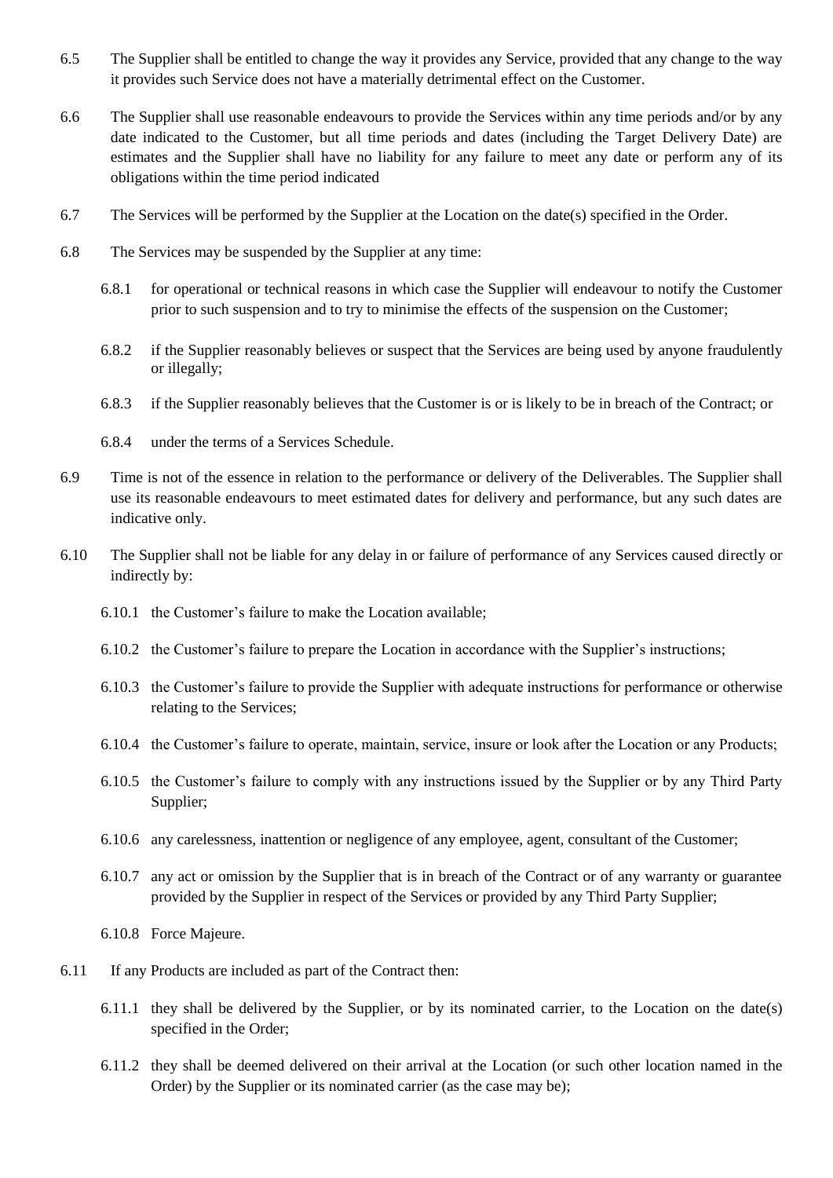6.5 The Supplier shall be entitled to change the way it provides any Service, provided that any change to the way it provides such Service does not have a materially detrimental effect on the Customer.

6.6 The Supplier shall use reasonable endeavours to provide the Services within any time periods and/or by any date indicated to the Customer, but all time periods and dates (including the Target Delivery Date) are estimates and the Supplier shall have no liability for any failure to meet any date or perform any of its obligations within the time period indicated

6.7 The Services will be performed by the Supplier at the Location on the date(s) specified in the Order.

6.8 The Services may be suspended by the Supplier at any time:

6.8.1 for operational or technical reasons in which case the Supplier will endeavour to notify the Customer prior to such suspension and to try to minimise the effects of the suspension on the Customer;

6.8.2 if the Supplier reasonably believes or suspect that the Services are being used by anyone fraudulently or illegally;

6.8.3 if the Supplier reasonably believes that the Customer is or is likely to be in breach of the Contract; or

6.8.4 under the terms of a Services Schedule.

6.9 Time is not of the essence in relation to the performance or delivery of the Deliverables. The Supplier shall use its reasonable endeavours to meet estimated dates for delivery and performance, but any such dates are indicative only.

6.10 The Supplier shall not be liable for any delay in or failure of performance of any Services caused directly or indirectly by:

6.10.1 the Customer's failure to make the Location available;

6.10.2 the Customer's failure to prepare the Location in accordance with the Supplier's instructions;

6.10.3 the Customer's failure to provide the Supplier with adequate instructions for performance or otherwise relating to the Services;

6.10.4 the Customer's failure to operate, maintain, service, insure or look after the Location or any Products;

6.10.5 the Customer's failure to comply with any instructions issued by the Supplier or by any Third Party Supplier;

6.10.6 any carelessness, inattention or negligence of any employee, agent, consultant of the Customer;

6.10.7 any act or omission by the Supplier that is in breach of the Contract or of any warranty or guarantee provided by the Supplier in respect of the Services or provided by any Third Party Supplier;

6.10.8 Force Majeure.

6.11 If any Products are included as part of the Contract then:

6.11.1 they shall be delivered by the Supplier, or by its nominated carrier, to the Location on the date(s) specified in the Order;

6.11.2 they shall be deemed delivered on their arrival at the Location (or such other location named in the Order) by the Supplier or its nominated carrier (as the case may be);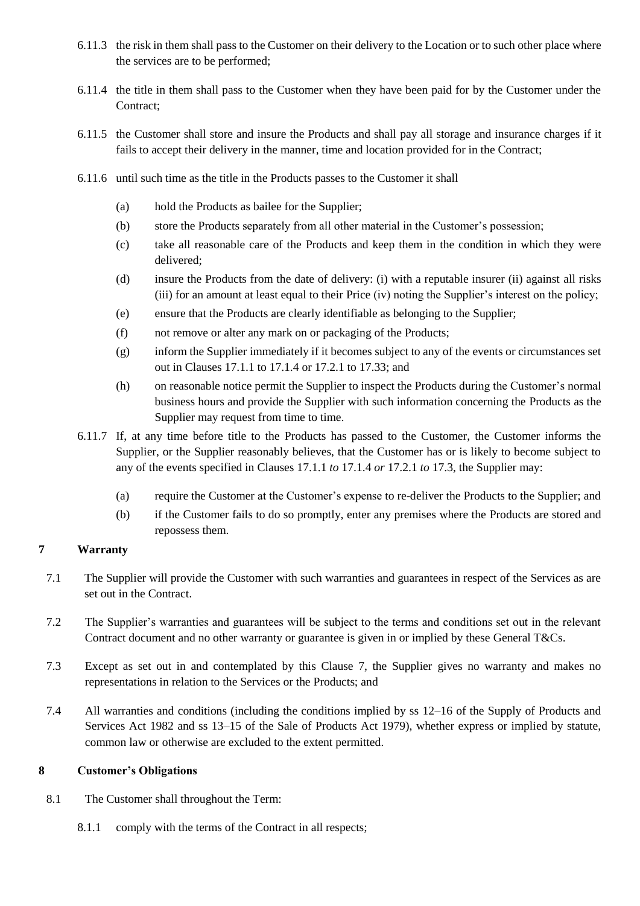6.11.3 the risk in them shall pass to the Customer on their delivery to the Location or to such other place where the services are to be performed;

6.11.4 the title in them shall pass to the Customer when they have been paid for by the Customer under the Contract;

6.11.5 the Customer shall store and insure the Products and shall pay all storage and insurance charges if it fails to accept their delivery in the manner, time and location provided for in the Contract;

6.11.6 until such time as the title in the Products passes to the Customer it shall

(a) hold the Products as bailee for the Supplier;

(b) store the Products separately from all other material in the Customer's possession;

(c) take all reasonable care of the Products and keep them in the condition in which they were delivered;

(d) insure the Products from the date of delivery: (i) with a reputable insurer (ii) against all risks (iii) for an amount at least equal to their Price (iv) noting the Supplier's interest on the policy;

(e) ensure that the Products are clearly identifiable as belonging to the Supplier;

(f) not remove or alter any mark on or packaging of the Products;

(g) inform the Supplier immediately if it becomes subject to any of the events or circumstances set out in Clauses 17.1.1 to 17.1.4 or 17.2.1 to 17.33; and

(h) on reasonable notice permit the Supplier to inspect the Products during the Customer's normal business hours and provide the Supplier with such information concerning the Products as the Supplier may request from time to time.

6.11.7 If, at any time before title to the Products has passed to the Customer, the Customer informs the Supplier, or the Supplier reasonably believes, that the Customer has or is likely to become subject to any of the events specified in Clauses 17.1.1 *to* 17.1.4 *or* 17.2.1 *to* 17.3, the Supplier may:

(a) require the Customer at the Customer's expense to re-deliver the Products to the Supplier; and

(b) if the Customer fails to do so promptly, enter any premises where the Products are stored and repossess them.

## 7 Warranty

7.1 The Supplier will provide the Customer with such warranties and guarantees in respect of the Services as are set out in the Contract.

7.2 The Supplier's warranties and guarantees will be subject to the terms and conditions set out in the relevant Contract document and no other warranty or guarantee is given in or implied by these General T&Cs.

7.3 Except as set out in and contemplated by this Clause 7, the Supplier gives no warranty and makes no representations in relation to the Services or the Products; and

7.4 All warranties and conditions (including the conditions implied by ss 12–16 of the Supply of Products and Services Act 1982 and ss 13–15 of the Sale of Products Act 1979), whether express or implied by statute, common law or otherwise are excluded to the extent permitted.

## 8 Customer's Obligations

8.1 The Customer shall throughout the Term:

8.1.1 comply with the terms of the Contract in all respects;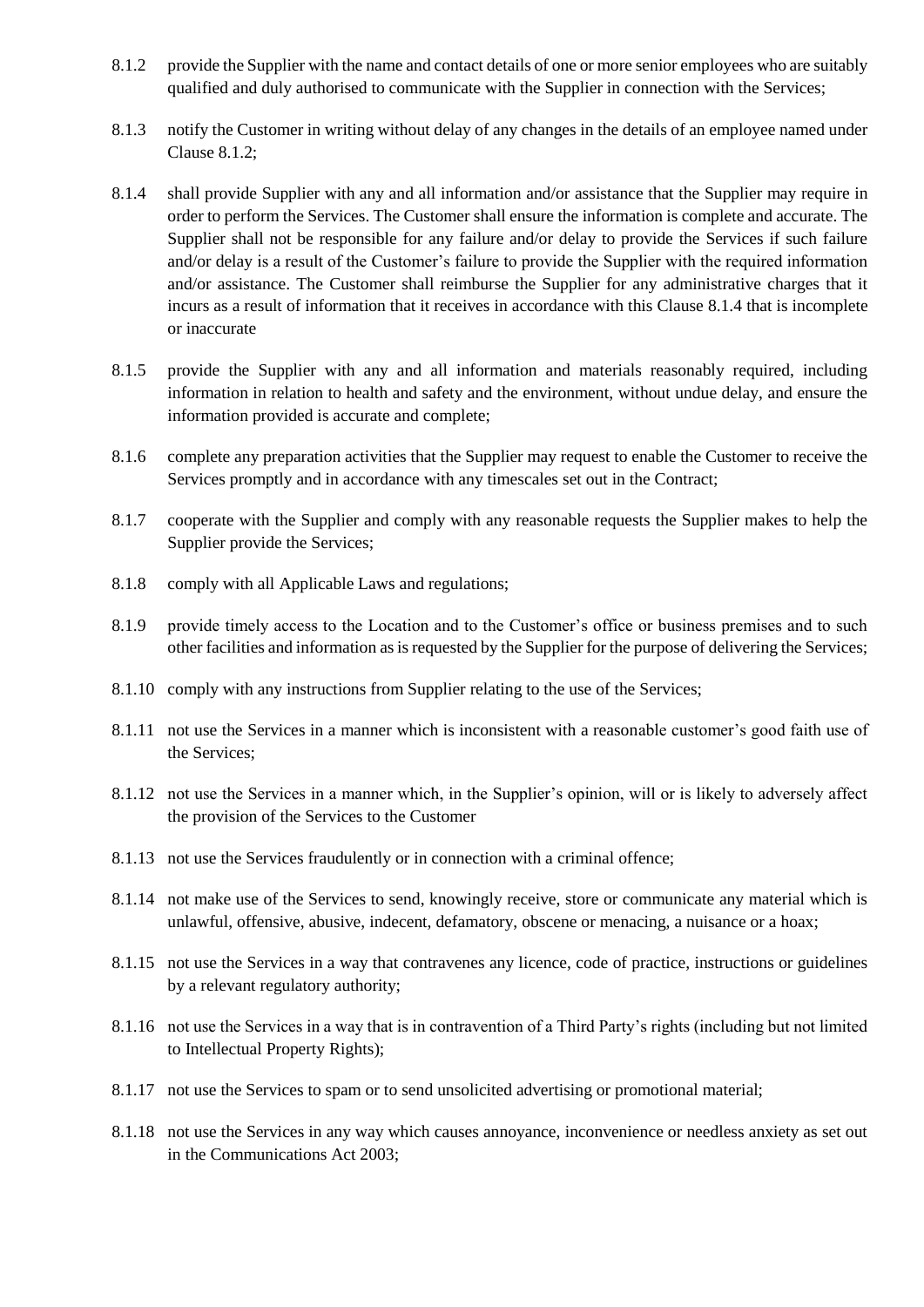8.1.2 provide the Supplier with the name and contact details of one or more senior employees who are suitably qualified and duly authorised to communicate with the Supplier in connection with the Services;

8.1.3 notify the Customer in writing without delay of any changes in the details of an employee named under Clause 8.1.2;

8.1.4 shall provide Supplier with any and all information and/or assistance that the Supplier may require in order to perform the Services. The Customer shall ensure the information is complete and accurate. The Supplier shall not be responsible for any failure and/or delay to provide the Services if such failure and/or delay is a result of the Customer's failure to provide the Supplier with the required information and/or assistance. The Customer shall reimburse the Supplier for any administrative charges that it incurs as a result of information that it receives in accordance with this Clause 8.1.4 that is incomplete or inaccurate

8.1.5 provide the Supplier with any and all information and materials reasonably required, including information in relation to health and safety and the environment, without undue delay, and ensure the information provided is accurate and complete;

8.1.6 complete any preparation activities that the Supplier may request to enable the Customer to receive the Services promptly and in accordance with any timescales set out in the Contract;

8.1.7 cooperate with the Supplier and comply with any reasonable requests the Supplier makes to help the Supplier provide the Services;

8.1.8 comply with all Applicable Laws and regulations;

8.1.9 provide timely access to the Location and to the Customer's office or business premises and to such other facilities and information as is requested by the Supplier for the purpose of delivering the Services;

8.1.10 comply with any instructions from Supplier relating to the use of the Services;

8.1.11 not use the Services in a manner which is inconsistent with a reasonable customer's good faith use of the Services;

8.1.12 not use the Services in a manner which, in the Supplier's opinion, will or is likely to adversely affect the provision of the Services to the Customer

8.1.13 not use the Services fraudulently or in connection with a criminal offence;

8.1.14 not make use of the Services to send, knowingly receive, store or communicate any material which is unlawful, offensive, abusive, indecent, defamatory, obscene or menacing, a nuisance or a hoax;

8.1.15 not use the Services in a way that contravenes any licence, code of practice, instructions or guidelines by a relevant regulatory authority;

8.1.16 not use the Services in a way that is in contravention of a Third Party's rights (including but not limited to Intellectual Property Rights);

8.1.17 not use the Services to spam or to send unsolicited advertising or promotional material;

8.1.18 not use the Services in any way which causes annoyance, inconvenience or needless anxiety as set out in the Communications Act 2003;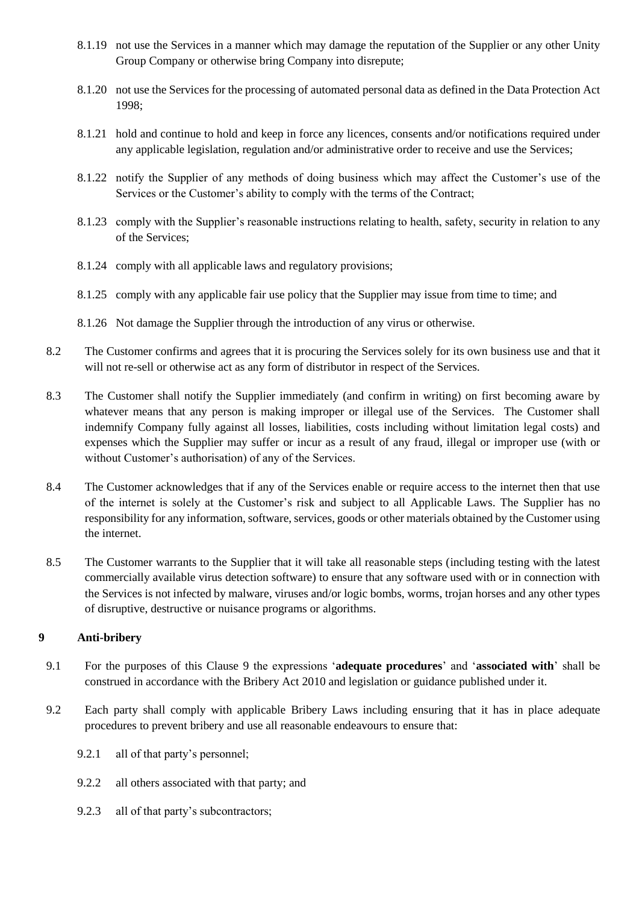8.1.19 not use the Services in a manner which may damage the reputation of the Supplier or any other Unity Group Company or otherwise bring Company into disrepute;

8.1.20 not use the Services for the processing of automated personal data as defined in the Data Protection Act 1998;

8.1.21 hold and continue to hold and keep in force any licences, consents and/or notifications required under any applicable legislation, regulation and/or administrative order to receive and use the Services;

8.1.22 notify the Supplier of any methods of doing business which may affect the Customer's use of the Services or the Customer's ability to comply with the terms of the Contract;

8.1.23 comply with the Supplier's reasonable instructions relating to health, safety, security in relation to any of the Services;

8.1.24 comply with all applicable laws and regulatory provisions;

8.1.25 comply with any applicable fair use policy that the Supplier may issue from time to time; and

8.1.26 Not damage the Supplier through the introduction of any virus or otherwise.

8.2 The Customer confirms and agrees that it is procuring the Services solely for its own business use and that it will not re-sell or otherwise act as any form of distributor in respect of the Services.

8.3 The Customer shall notify the Supplier immediately (and confirm in writing) on first becoming aware by whatever means that any person is making improper or illegal use of the Services. The Customer shall indemnify Company fully against all losses, liabilities, costs including without limitation legal costs) and expenses which the Supplier may suffer or incur as a result of any fraud, illegal or improper use (with or without Customer's authorisation) of any of the Services.

8.4 The Customer acknowledges that if any of the Services enable or require access to the internet then that use of the internet is solely at the Customer's risk and subject to all Applicable Laws. The Supplier has no responsibility for any information, software, services, goods or other materials obtained by the Customer using the internet.

8.5 The Customer warrants to the Supplier that it will take all reasonable steps (including testing with the latest commercially available virus detection software) to ensure that any software used with or in connection with the Services is not infected by malware, viruses and/or logic bombs, worms, trojan horses and any other types of disruptive, destructive or nuisance programs or algorithms.

## 9 Anti-bribery

9.1 For the purposes of this Clause 9 the expressions '**adequate procedures**' and '**associated with**' shall be construed in accordance with the Bribery Act 2010 and legislation or guidance published under it.

9.2 Each party shall comply with applicable Bribery Laws including ensuring that it has in place adequate procedures to prevent bribery and use all reasonable endeavours to ensure that:

9.2.1 all of that party's personnel;

9.2.2 all others associated with that party; and

9.2.3 all of that party's subcontractors;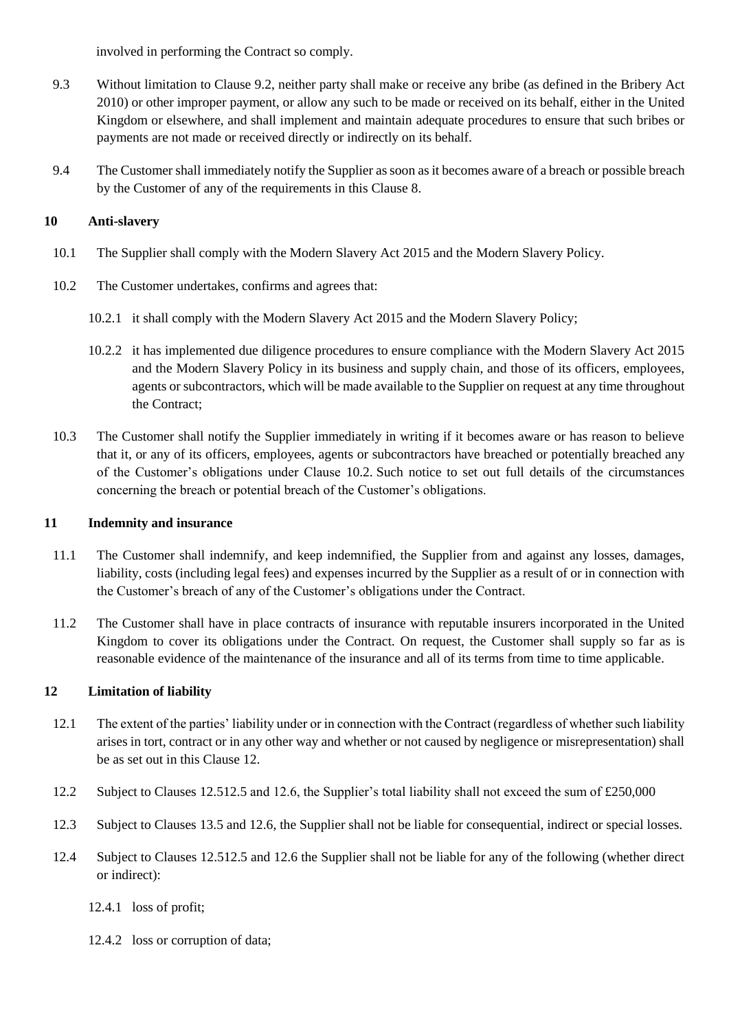involved in performing the Contract so comply.

9.3 Without limitation to Clause 9.2, neither party shall make or receive any bribe (as defined in the Bribery Act 2010) or other improper payment, or allow any such to be made or received on its behalf, either in the United Kingdom or elsewhere, and shall implement and maintain adequate procedures to ensure that such bribes or payments are not made or received directly or indirectly on its behalf.

9.4 The Customer shall immediately notify the Supplier as soon as it becomes aware of a breach or possible breach by the Customer of any of the requirements in this Clause 8.

## 10 Anti-slavery

10.1 The Supplier shall comply with the Modern Slavery Act 2015 and the Modern Slavery Policy.

10.2 The Customer undertakes, confirms and agrees that:

10.2.1 it shall comply with the Modern Slavery Act 2015 and the Modern Slavery Policy;

10.2.2 it has implemented due diligence procedures to ensure compliance with the Modern Slavery Act 2015 and the Modern Slavery Policy in its business and supply chain, and those of its officers, employees, agents or subcontractors, which will be made available to the Supplier on request at any time throughout the Contract;

10.3 The Customer shall notify the Supplier immediately in writing if it becomes aware or has reason to believe that it, or any of its officers, employees, agents or subcontractors have breached or potentially breached any of the Customer's obligations under Clause 10.2. Such notice to set out full details of the circumstances concerning the breach or potential breach of the Customer's obligations.

## 11 Indemnity and insurance

11.1 The Customer shall indemnify, and keep indemnified, the Supplier from and against any losses, damages, liability, costs (including legal fees) and expenses incurred by the Supplier as a result of or in connection with the Customer's breach of any of the Customer's obligations under the Contract.

11.2 The Customer shall have in place contracts of insurance with reputable insurers incorporated in the United Kingdom to cover its obligations under the Contract. On request, the Customer shall supply so far as is reasonable evidence of the maintenance of the insurance and all of its terms from time to time applicable.

## 12 Limitation of liability

12.1 The extent of the parties' liability under or in connection with the Contract (regardless of whether such liability arises in tort, contract or in any other way and whether or not caused by negligence or misrepresentation) shall be as set out in this Clause 12.

12.2 Subject to Clauses 12.512.5 and 12.6, the Supplier's total liability shall not exceed the sum of £250,000

12.3 Subject to Clauses 13.5 and 12.6, the Supplier shall not be liable for consequential, indirect or special losses.

12.4 Subject to Clauses 12.512.5 and 12.6 the Supplier shall not be liable for any of the following (whether direct or indirect):

12.4.1 loss of profit;

12.4.2 loss or corruption of data;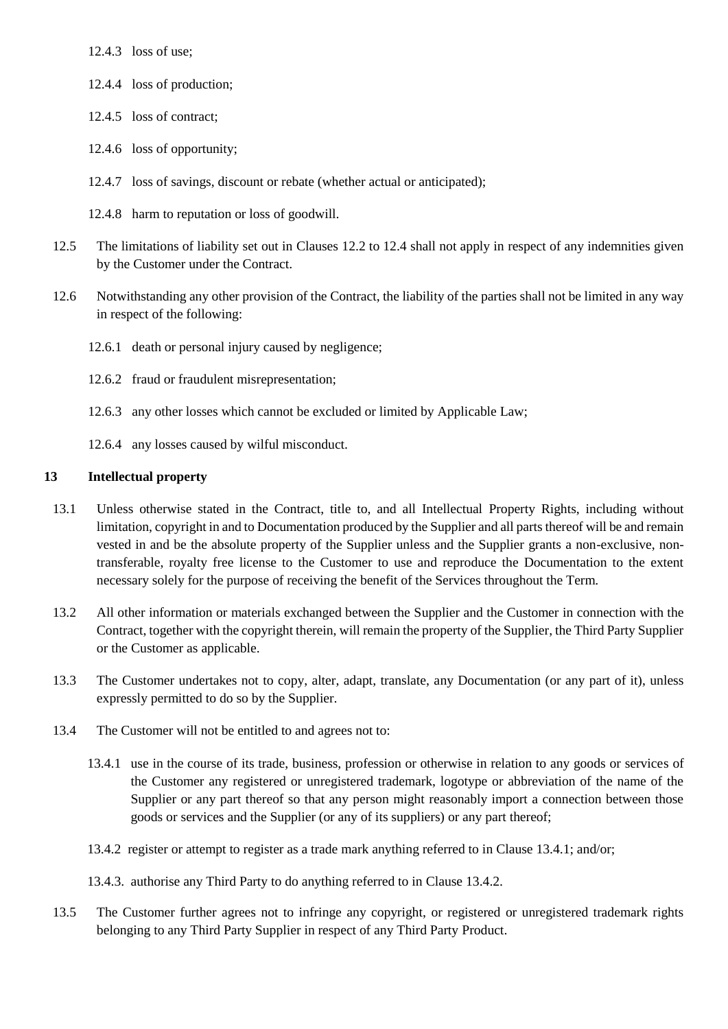12.4.3 loss of use;

12.4.4 loss of production;

12.4.5 loss of contract;

12.4.6 loss of opportunity;

12.4.7 loss of savings, discount or rebate (whether actual or anticipated);

12.4.8 harm to reputation or loss of goodwill.

12.5 The limitations of liability set out in Clauses 12.2 to 12.4 shall not apply in respect of any indemnities given by the Customer under the Contract.

12.6 Notwithstanding any other provision of the Contract, the liability of the parties shall not be limited in any way in respect of the following:

12.6.1 death or personal injury caused by negligence;

12.6.2 fraud or fraudulent misrepresentation;

12.6.3 any other losses which cannot be excluded or limited by Applicable Law;

12.6.4 any losses caused by wilful misconduct.

## 13 Intellectual property

13.1 Unless otherwise stated in the Contract, title to, and all Intellectual Property Rights, including without limitation, copyright in and to Documentation produced by the Supplier and all parts thereof will be and remain vested in and be the absolute property of the Supplier unless and the Supplier grants a non-exclusive, non-transferable, royalty free license to the Customer to use and reproduce the Documentation to the extent necessary solely for the purpose of receiving the benefit of the Services throughout the Term.

13.2 All other information or materials exchanged between the Supplier and the Customer in connection with the Contract, together with the copyright therein, will remain the property of the Supplier, the Third Party Supplier or the Customer as applicable.

13.3 The Customer undertakes not to copy, alter, adapt, translate, any Documentation (or any part of it), unless expressly permitted to do so by the Supplier.

13.4 The Customer will not be entitled to and agrees not to:

13.4.1 use in the course of its trade, business, profession or otherwise in relation to any goods or services of the Customer any registered or unregistered trademark, logotype or abbreviation of the name of the Supplier or any part thereof so that any person might reasonably import a connection between those goods or services and the Supplier (or any of its suppliers) or any part thereof;

13.4.2 register or attempt to register as a trade mark anything referred to in Clause 13.4.1; and/or;

13.4.3. authorise any Third Party to do anything referred to in Clause 13.4.2.

13.5 The Customer further agrees not to infringe any copyright, or registered or unregistered trademark rights belonging to any Third Party Supplier in respect of any Third Party Product.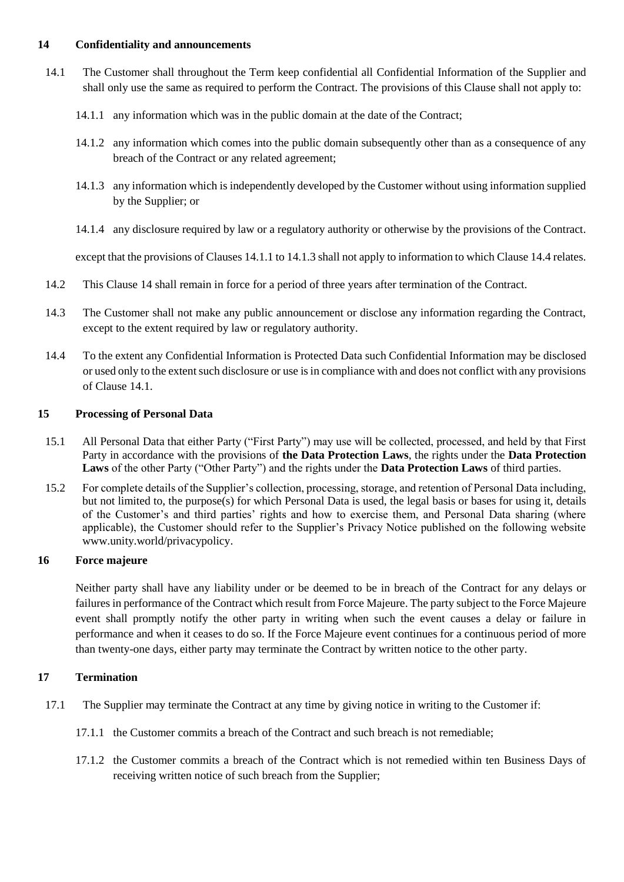## 14 Confidentiality and announcements

14.1 The Customer shall throughout the Term keep confidential all Confidential Information of the Supplier and shall only use the same as required to perform the Contract. The provisions of this Clause shall not apply to:

14.1.1 any information which was in the public domain at the date of the Contract;

14.1.2 any information which comes into the public domain subsequently other than as a consequence of any breach of the Contract or any related agreement;

14.1.3 any information which is independently developed by the Customer without using information supplied by the Supplier; or

14.1.4 any disclosure required by law or a regulatory authority or otherwise by the provisions of the Contract.

except that the provisions of Clauses 14.1.1 to 14.1.3 shall not apply to information to which Clause 14.4 relates.

14.2 This Clause 14 shall remain in force for a period of three years after termination of the Contract.

14.3 The Customer shall not make any public announcement or disclose any information regarding the Contract, except to the extent required by law or regulatory authority.

14.4 To the extent any Confidential Information is Protected Data such Confidential Information may be disclosed or used only to the extent such disclosure or use is in compliance with and does not conflict with any provisions of Clause 14.1.

## 15 Processing of Personal Data

15.1 All Personal Data that either Party ("First Party") may use will be collected, processed, and held by that First Party in accordance with the provisions of **the Data Protection Laws**, the rights under the **Data Protection Laws** of the other Party ("Other Party") and the rights under the **Data Protection Laws** of third parties.

15.2 For complete details of the Supplier's collection, processing, storage, and retention of Personal Data including, but not limited to, the purpose(s) for which Personal Data is used, the legal basis or bases for using it, details of the Customer's and third parties' rights and how to exercise them, and Personal Data sharing (where applicable), the Customer should refer to the Supplier's Privacy Notice published on the following website www.unity.world/privacypolicy.

## 16 Force majeure

Neither party shall have any liability under or be deemed to be in breach of the Contract for any delays or failures in performance of the Contract which result from Force Majeure. The party subject to the Force Majeure event shall promptly notify the other party in writing when such the event causes a delay or failure in performance and when it ceases to do so. If the Force Majeure event continues for a continuous period of more than twenty-one days, either party may terminate the Contract by written notice to the other party.

## 17 Termination

17.1 The Supplier may terminate the Contract at any time by giving notice in writing to the Customer if:

17.1.1 the Customer commits a breach of the Contract and such breach is not remediable;

17.1.2 the Customer commits a breach of the Contract which is not remedied within ten Business Days of receiving written notice of such breach from the Supplier;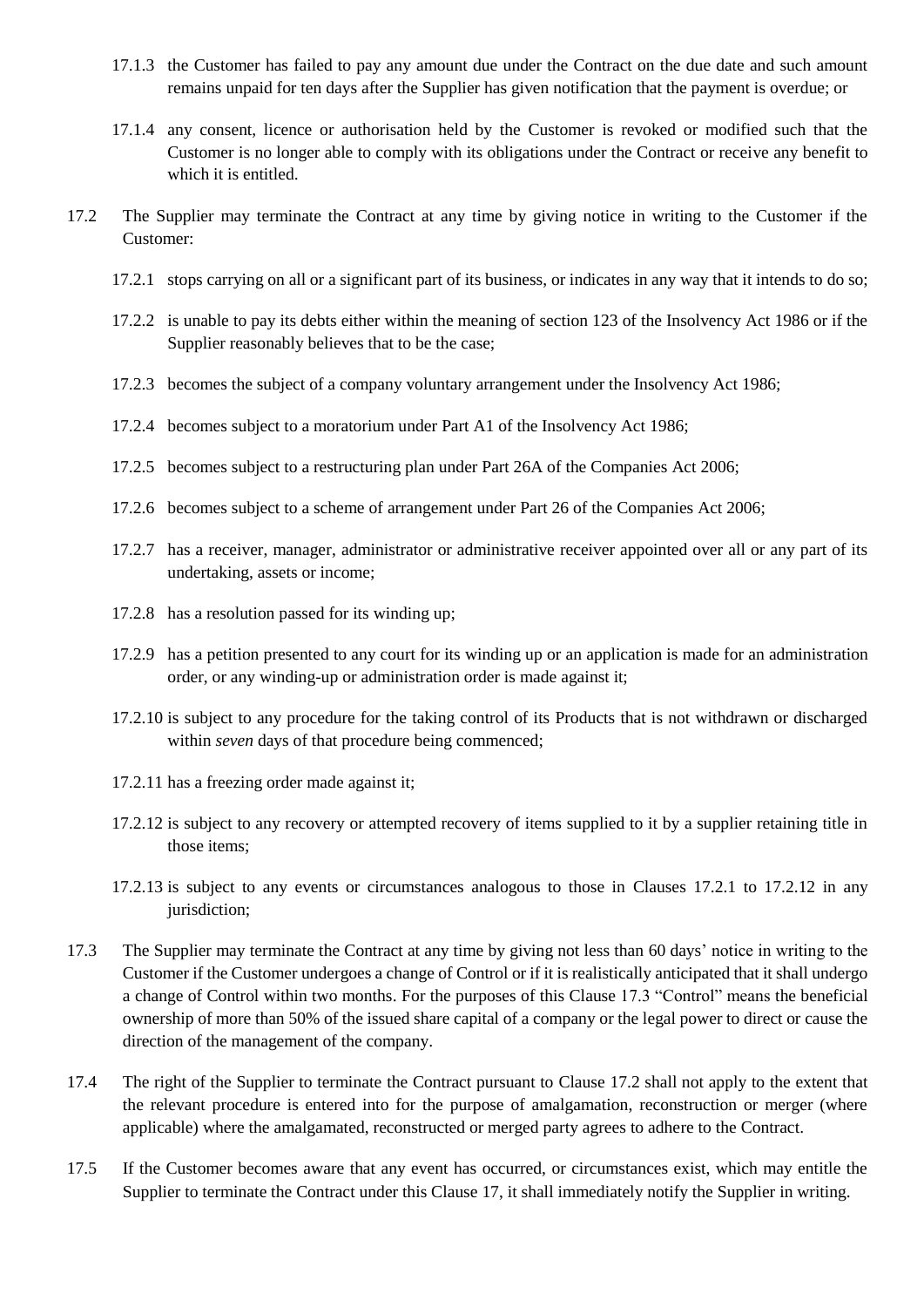17.1.3 the Customer has failed to pay any amount due under the Contract on the due date and such amount remains unpaid for ten days after the Supplier has given notification that the payment is overdue; or

17.1.4 any consent, licence or authorisation held by the Customer is revoked or modified such that the Customer is no longer able to comply with its obligations under the Contract or receive any benefit to which it is entitled.

17.2 The Supplier may terminate the Contract at any time by giving notice in writing to the Customer if the Customer:

17.2.1 stops carrying on all or a significant part of its business, or indicates in any way that it intends to do so;

17.2.2 is unable to pay its debts either within the meaning of section 123 of the Insolvency Act 1986 or if the Supplier reasonably believes that to be the case;

17.2.3 becomes the subject of a company voluntary arrangement under the Insolvency Act 1986;

17.2.4 becomes subject to a moratorium under Part A1 of the Insolvency Act 1986;

17.2.5 becomes subject to a restructuring plan under Part 26A of the Companies Act 2006;

17.2.6 becomes subject to a scheme of arrangement under Part 26 of the Companies Act 2006;

17.2.7 has a receiver, manager, administrator or administrative receiver appointed over all or any part of its undertaking, assets or income;

17.2.8 has a resolution passed for its winding up;

17.2.9 has a petition presented to any court for its winding up or an application is made for an administration order, or any winding-up or administration order is made against it;

17.2.10 is subject to any procedure for the taking control of its Products that is not withdrawn or discharged within *seven* days of that procedure being commenced;

17.2.11 has a freezing order made against it;

17.2.12 is subject to any recovery or attempted recovery of items supplied to it by a supplier retaining title in those items;

17.2.13 is subject to any events or circumstances analogous to those in Clauses 17.2.1 to 17.2.12 in any jurisdiction;

17.3 The Supplier may terminate the Contract at any time by giving not less than 60 days' notice in writing to the Customer if the Customer undergoes a change of Control or if it is realistically anticipated that it shall undergo a change of Control within two months. For the purposes of this Clause 17.3 "Control" means the beneficial ownership of more than 50% of the issued share capital of a company or the legal power to direct or cause the direction of the management of the company.

17.4 The right of the Supplier to terminate the Contract pursuant to Clause 17.2 shall not apply to the extent that the relevant procedure is entered into for the purpose of amalgamation, reconstruction or merger (where applicable) where the amalgamated, reconstructed or merged party agrees to adhere to the Contract.

17.5 If the Customer becomes aware that any event has occurred, or circumstances exist, which may entitle the Supplier to terminate the Contract under this Clause 17, it shall immediately notify the Supplier in writing.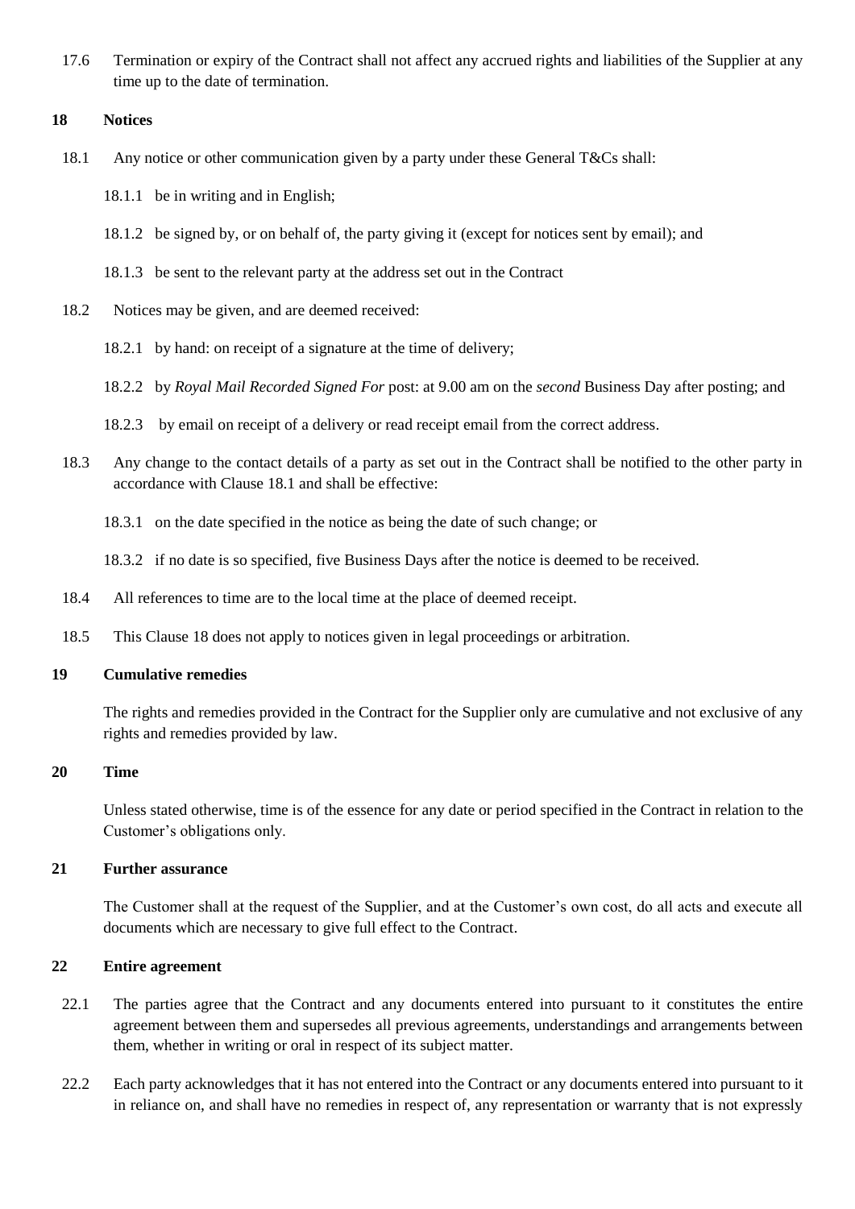17.6 Termination or expiry of the Contract shall not affect any accrued rights and liabilities of the Supplier at any time up to the date of termination.

## 18 Notices

18.1 Any notice or other communication given by a party under these General T&Cs shall:

18.1.1 be in writing and in English;

18.1.2 be signed by, or on behalf of, the party giving it (except for notices sent by email); and

18.1.3 be sent to the relevant party at the address set out in the Contract

18.2 Notices may be given, and are deemed received:

18.2.1 by hand: on receipt of a signature at the time of delivery;

18.2.2 by *Royal Mail Recorded Signed For* post: at 9.00 am on the *second* Business Day after posting; and

18.2.3 by email on receipt of a delivery or read receipt email from the correct address.

18.3 Any change to the contact details of a party as set out in the Contract shall be notified to the other party in accordance with Clause 18.1 and shall be effective:

18.3.1 on the date specified in the notice as being the date of such change; or

18.3.2 if no date is so specified, five Business Days after the notice is deemed to be received.

18.4 All references to time are to the local time at the place of deemed receipt.

18.5 This Clause 18 does not apply to notices given in legal proceedings or arbitration.

## 19 Cumulative remedies

The rights and remedies provided in the Contract for the Supplier only are cumulative and not exclusive of any rights and remedies provided by law.

## 20 Time

Unless stated otherwise, time is of the essence for any date or period specified in the Contract in relation to the Customer's obligations only.

## 21 Further assurance

The Customer shall at the request of the Supplier, and at the Customer's own cost, do all acts and execute all documents which are necessary to give full effect to the Contract.

## 22 Entire agreement

22.1 The parties agree that the Contract and any documents entered into pursuant to it constitutes the entire agreement between them and supersedes all previous agreements, understandings and arrangements between them, whether in writing or oral in respect of its subject matter.

22.2 Each party acknowledges that it has not entered into the Contract or any documents entered into pursuant to it in reliance on, and shall have no remedies in respect of, any representation or warranty that is not expressly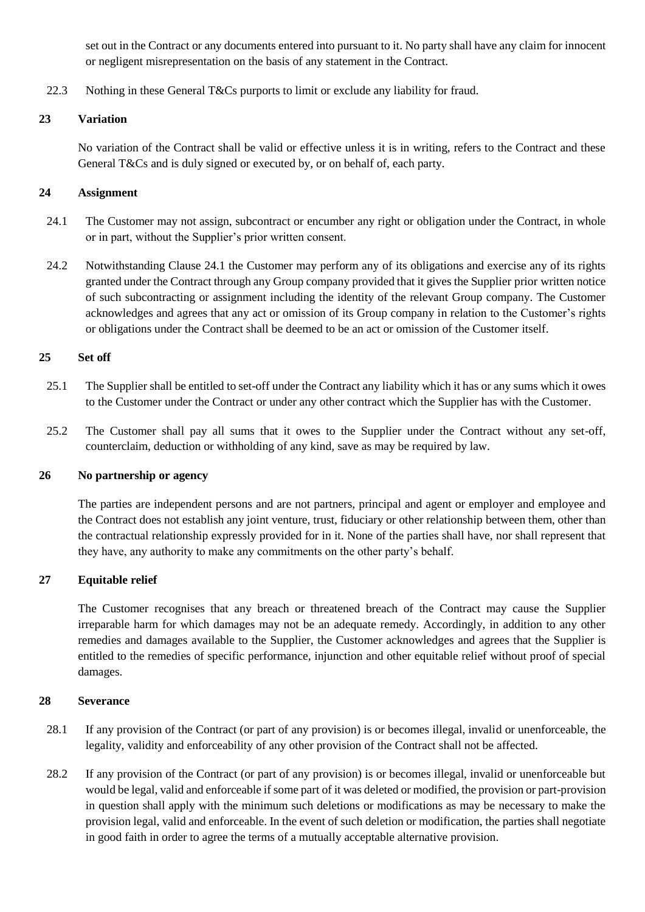set out in the Contract or any documents entered into pursuant to it. No party shall have any claim for innocent or negligent misrepresentation on the basis of any statement in the Contract.

22.3 Nothing in these General T&Cs purports to limit or exclude any liability for fraud.

## 23 Variation

No variation of the Contract shall be valid or effective unless it is in writing, refers to the Contract and these General T&Cs and is duly signed or executed by, or on behalf of, each party.

## 24 Assignment

24.1 The Customer may not assign, subcontract or encumber any right or obligation under the Contract, in whole or in part, without the Supplier's prior written consent.

24.2 Notwithstanding Clause 24.1 the Customer may perform any of its obligations and exercise any of its rights granted under the Contract through any Group company provided that it gives the Supplier prior written notice of such subcontracting or assignment including the identity of the relevant Group company. The Customer acknowledges and agrees that any act or omission of its Group company in relation to the Customer's rights or obligations under the Contract shall be deemed to be an act or omission of the Customer itself.

## 25 Set off

25.1 The Supplier shall be entitled to set-off under the Contract any liability which it has or any sums which it owes to the Customer under the Contract or under any other contract which the Supplier has with the Customer.

25.2 The Customer shall pay all sums that it owes to the Supplier under the Contract without any set-off, counterclaim, deduction or withholding of any kind, save as may be required by law.

## 26 No partnership or agency

The parties are independent persons and are not partners, principal and agent or employer and employee and the Contract does not establish any joint venture, trust, fiduciary or other relationship between them, other than the contractual relationship expressly provided for in it. None of the parties shall have, nor shall represent that they have, any authority to make any commitments on the other party's behalf.

## 27 Equitable relief

The Customer recognises that any breach or threatened breach of the Contract may cause the Supplier irreparable harm for which damages may not be an adequate remedy. Accordingly, in addition to any other remedies and damages available to the Supplier, the Customer acknowledges and agrees that the Supplier is entitled to the remedies of specific performance, injunction and other equitable relief without proof of special damages.

## 28 Severance

28.1 If any provision of the Contract (or part of any provision) is or becomes illegal, invalid or unenforceable, the legality, validity and enforceability of any other provision of the Contract shall not be affected.

28.2 If any provision of the Contract (or part of any provision) is or becomes illegal, invalid or unenforceable but would be legal, valid and enforceable if some part of it was deleted or modified, the provision or part-provision in question shall apply with the minimum such deletions or modifications as may be necessary to make the provision legal, valid and enforceable. In the event of such deletion or modification, the parties shall negotiate in good faith in order to agree the terms of a mutually acceptable alternative provision.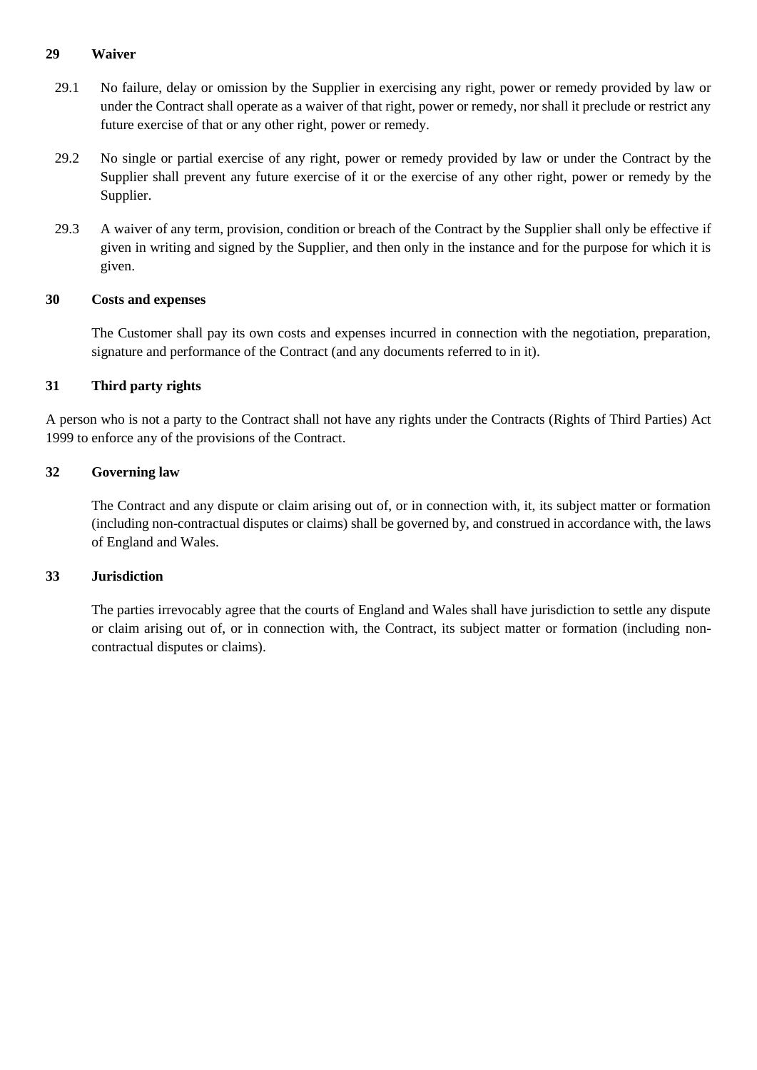**29 Waiver**

29.1 No failure, delay or omission by the Supplier in exercising any right, power or remedy provided by law or under the Contract shall operate as a waiver of that right, power or remedy, nor shall it preclude or restrict any future exercise of that or any other right, power or remedy.

29.2 No single or partial exercise of any right, power or remedy provided by law or under the Contract by the Supplier shall prevent any future exercise of it or the exercise of any other right, power or remedy by the Supplier.

29.3 A waiver of any term, provision, condition or breach of the Contract by the Supplier shall only be effective if given in writing and signed by the Supplier, and then only in the instance and for the purpose for which it is given.

**30 Costs and expenses**

The Customer shall pay its own costs and expenses incurred in connection with the negotiation, preparation, signature and performance of the Contract (and any documents referred to in it).

**31 Third party rights**

A person who is not a party to the Contract shall not have any rights under the Contracts (Rights of Third Parties) Act 1999 to enforce any of the provisions of the Contract.

**32 Governing law**

The Contract and any dispute or claim arising out of, or in connection with, it, its subject matter or formation (including non-contractual disputes or claims) shall be governed by, and construed in accordance with, the laws of England and Wales.

**33 Jurisdiction**

The parties irrevocably agree that the courts of England and Wales shall have jurisdiction to settle any dispute or claim arising out of, or in connection with, the Contract, its subject matter or formation (including non-contractual disputes or claims).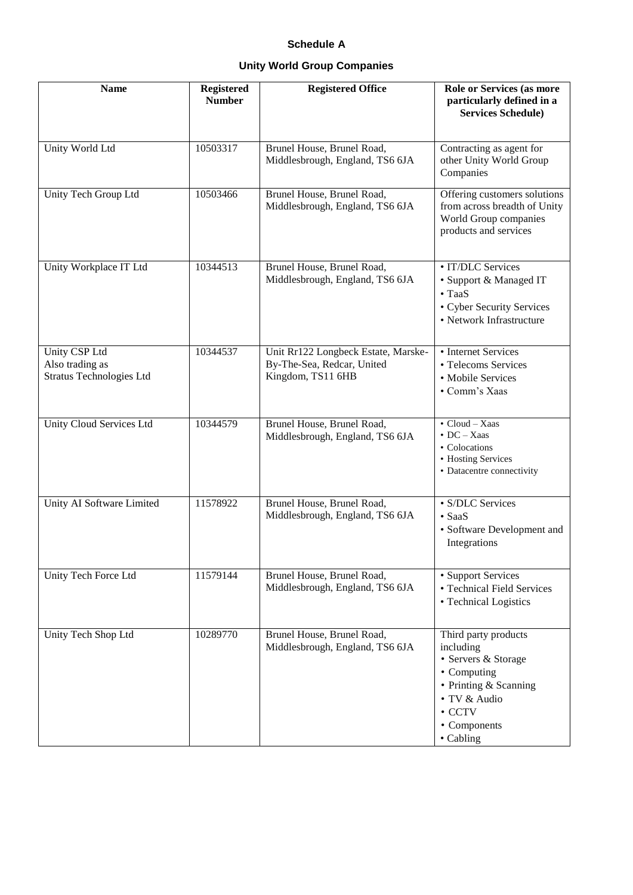**Schedule A**

**Unity World Group Companies**

| Name | Registered Number | Registered Office | Role or Services (as more particularly defined in a Services Schedule) |
|---|---|---|---|
| Unity World Ltd | 10503317 | Brunel House, Brunel Road, Middlesbrough, England, TS6 6JA | Contracting as agent for other Unity World Group Companies |
| Unity Tech Group Ltd | 10503466 | Brunel House, Brunel Road, Middlesbrough, England, TS6 6JA | Offering customers solutions from across breadth of Unity World Group companies products and services |
| Unity Workplace IT Ltd | 10344513 | Brunel House, Brunel Road, Middlesbrough, England, TS6 6JA | • IT/DLC Services<br>• Support & Managed IT<br>• TaaS<br>• Cyber Security Services<br>• Network Infrastructure |
| Unity CSP Ltd<br>Also trading as<br>Stratus Technologies Ltd | 10344537 | Unit Rr122 Longbeck Estate, Marske-By-The-Sea, Redcar, United Kingdom, TS11 6HB | • Internet Services<br>• Telecoms Services<br>• Mobile Services<br>• Comm's Xaas |
| Unity Cloud Services Ltd | 10344579 | Brunel House, Brunel Road, Middlesbrough, England, TS6 6JA | • Cloud – Xaas<br>• DC – Xaas<br>• Colocations<br>• Hosting Services<br>• Datacentre connectivity |
| Unity AI Software Limited | 11578922 | Brunel House, Brunel Road, Middlesbrough, England, TS6 6JA | • S/DLC Services<br>• SaaS<br>• Software Development and Integrations |
| Unity Tech Force Ltd | 11579144 | Brunel House, Brunel Road, Middlesbrough, England, TS6 6JA | • Support Services<br>• Technical Field Services<br>• Technical Logistics |
| Unity Tech Shop Ltd | 10289770 | Brunel House, Brunel Road, Middlesbrough, England, TS6 6JA | Third party products including<br>• Servers & Storage<br>• Computing<br>• Printing & Scanning<br>• TV & Audio<br>• CCTV<br>• Components<br>• Cabling |